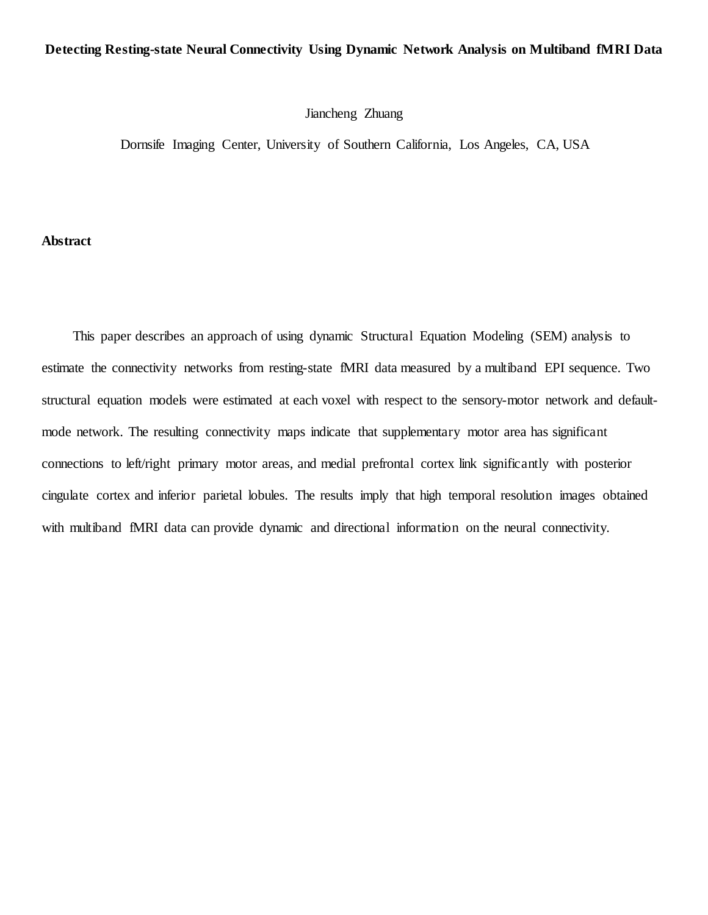# Detecting Resting-state Neural Connectivity Using Dynamic Network Analysis on Multiband fMRI Data

Jiancheng Zhuang

Dornsife Imaging Center, University of Southern California, Los Angeles, CA, USA

## Abstract

This paper describes an approach of using dynamic Structural Equation Modeling (SEM) analysis to estimate the connectivity networks from resting-state fMRI data measured by a multiband EPI sequence. Two structural equation models were estimated at each voxel with respect to the sensory-motor network and default-mode network. The resulting connectivity maps indicate that supplementary motor area has significant connections to left/right primary motor areas, and medial prefrontal cortex link significantly with posterior cingulate cortex and inferior parietal lobules. The results imply that high temporal resolution images obtained with multiband fMRI data can provide dynamic and directional information on the neural connectivity.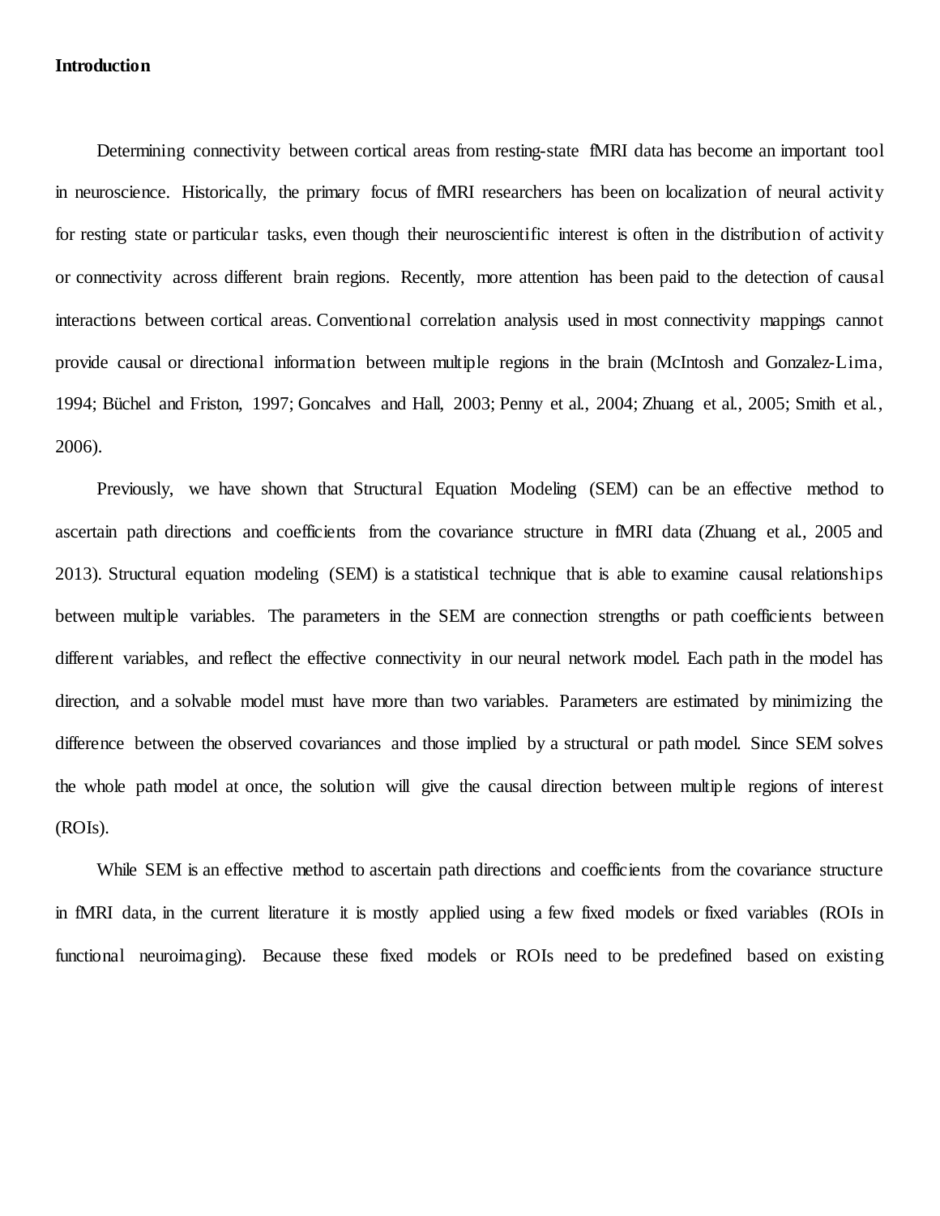**Introduction**

Determining connectivity between cortical areas from resting-state fMRI data has become an important tool in neuroscience. Historically, the primary focus of fMRI researchers has been on localization of neural activity for resting state or particular tasks, even though their neuroscientific interest is often in the distribution of activity or connectivity across different brain regions. Recently, more attention has been paid to the detection of causal interactions between cortical areas. Conventional correlation analysis used in most connectivity mappings cannot provide causal or directional information between multiple regions in the brain (McIntosh and Gonzalez-Lima, 1994; Büchel and Friston, 1997; Goncalves and Hall, 2003; Penny et al., 2004; Zhuang et al., 2005; Smith et al., 2006).

Previously, we have shown that Structural Equation Modeling (SEM) can be an effective method to ascertain path directions and coefficients from the covariance structure in fMRI data (Zhuang et al., 2005 and 2013). Structural equation modeling (SEM) is a statistical technique that is able to examine causal relationships between multiple variables. The parameters in the SEM are connection strengths or path coefficients between different variables, and reflect the effective connectivity in our neural network model. Each path in the model has direction, and a solvable model must have more than two variables. Parameters are estimated by minimizing the difference between the observed covariances and those implied by a structural or path model. Since SEM solves the whole path model at once, the solution will give the causal direction between multiple regions of interest (ROIs).

While SEM is an effective method to ascertain path directions and coefficients from the covariance structure in fMRI data, in the current literature it is mostly applied using a few fixed models or fixed variables (ROIs in functional neuroimaging). Because these fixed models or ROIs need to be predefined based on existing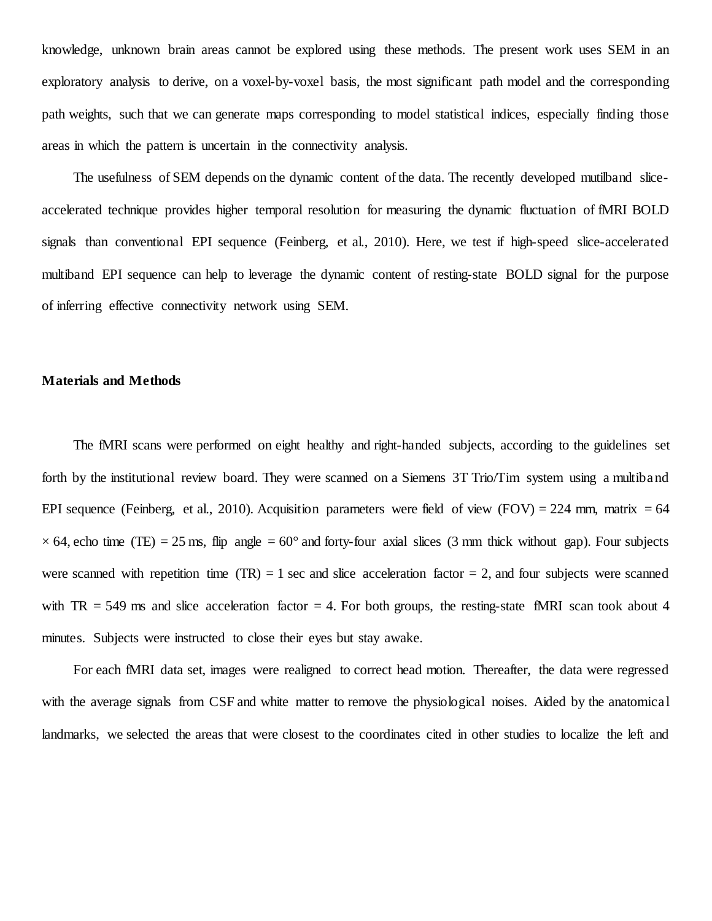knowledge, unknown brain areas cannot be explored using these methods. The present work uses SEM in an exploratory analysis to derive, on a voxel-by-voxel basis, the most significant path model and the corresponding path weights, such that we can generate maps corresponding to model statistical indices, especially finding those areas in which the pattern is uncertain in the connectivity analysis.

The usefulness of SEM depends on the dynamic content of the data. The recently developed mutilband slice-accelerated technique provides higher temporal resolution for measuring the dynamic fluctuation of fMRI BOLD signals than conventional EPI sequence (Feinberg, et al., 2010). Here, we test if high-speed slice-accelerated multiband EPI sequence can help to leverage the dynamic content of resting-state BOLD signal for the purpose of inferring effective connectivity network using SEM.

**Materials and Methods**

The fMRI scans were performed on eight healthy and right-handed subjects, according to the guidelines set forth by the institutional review board. They were scanned on a Siemens 3T Trio/Tim system using a multiband EPI sequence (Feinberg, et al., 2010). Acquisition parameters were field of view (FOV) = 224 mm, matrix = 64 $\times$ 64, echo time (TE) = 25 ms, flip angle = 60° and forty-four axial slices (3 mm thick without gap). Four subjects were scanned with repetition time (TR) = 1 sec and slice acceleration factor = 2, and four subjects were scanned with TR = 549 ms and slice acceleration factor = 4. For both groups, the resting-state fMRI scan took about 4 minutes. Subjects were instructed to close their eyes but stay awake.

For each fMRI data set, images were realigned to correct head motion. Thereafter, the data were regressed with the average signals from CSF and white matter to remove the physiological noises. Aided by the anatomical landmarks, we selected the areas that were closest to the coordinates cited in other studies to localize the left and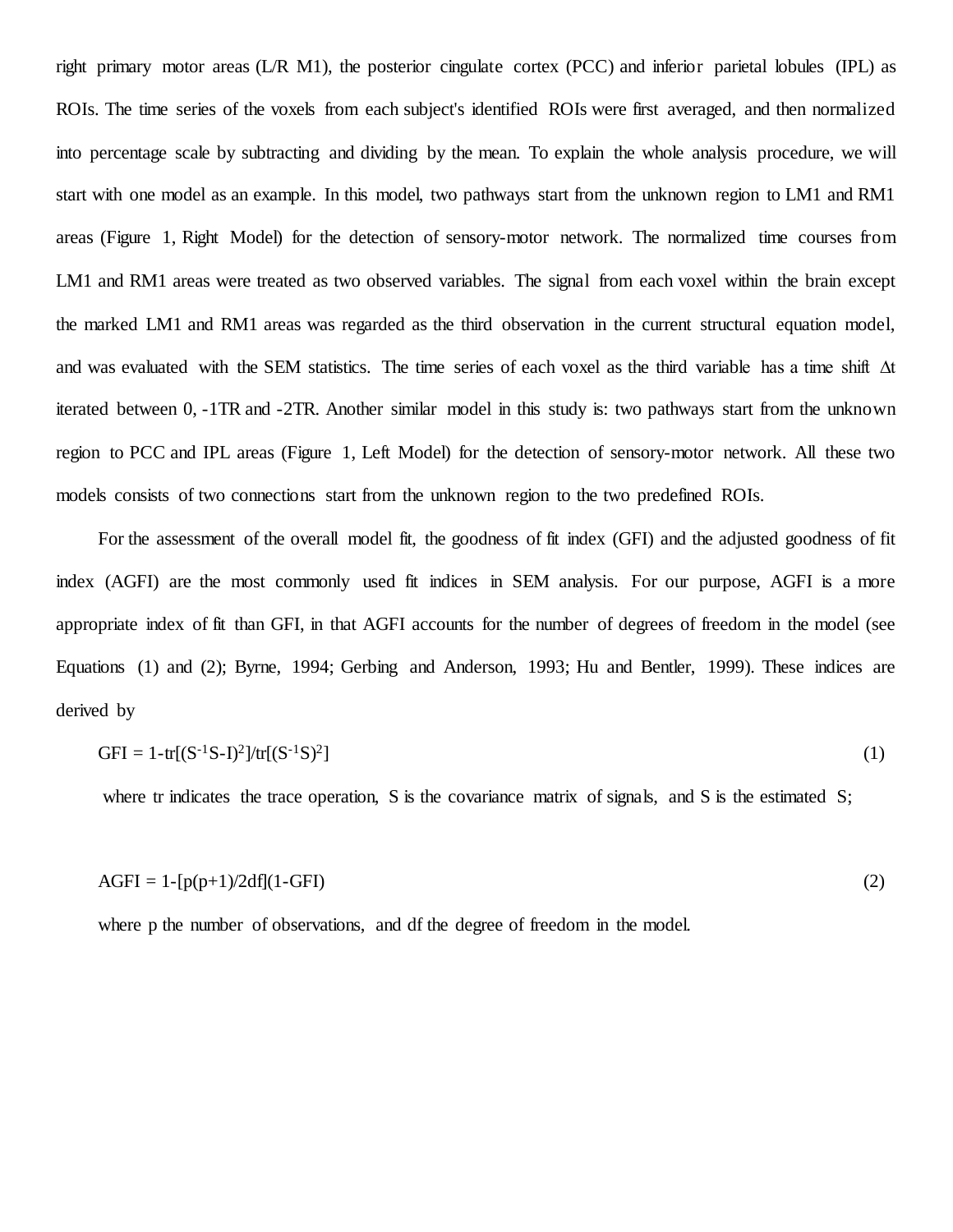right primary motor areas (L/R M1), the posterior cingulate cortex (PCC) and inferior parietal lobules (IPL) as ROIs. The time series of the voxels from each subject's identified ROIs were first averaged, and then normalized into percentage scale by subtracting and dividing by the mean. To explain the whole analysis procedure, we will start with one model as an example. In this model, two pathways start from the unknown region to LM1 and RM1 areas (Figure 1, Right Model) for the detection of sensory-motor network. The normalized time courses from LM1 and RM1 areas were treated as two observed variables. The signal from each voxel within the brain except the marked LM1 and RM1 areas was regarded as the third observation in the current structural equation model, and was evaluated with the SEM statistics. The time series of each voxel as the third variable has a time shift $\Delta t$ iterated between 0, -1TR and -2TR. Another similar model in this study is: two pathways start from the unknown region to PCC and IPL areas (Figure 1, Left Model) for the detection of sensory-motor network. All these two models consists of two connections start from the unknown region to the two predefined ROIs.

For the assessment of the overall model fit, the goodness of fit index (GFI) and the adjusted goodness of fit index (AGFI) are the most commonly used fit indices in SEM analysis. For our purpose, AGFI is a more appropriate index of fit than GFI, in that AGFI accounts for the number of degrees of freedom in the model (see Equations (1) and (2); Byrne, 1994; Gerbing and Anderson, 1993; Hu and Bentler, 1999). These indices are derived by

$$GFI = 1-tr[(S^{-1}S-I)^2]/tr[(S^{-1}S)^2] \quad (1)$$

where tr indicates the trace operation, S is the covariance matrix of signals, and S is the estimated S;

$$AGFI = 1-[p(p+1)/2df](1-GFI) \quad (2)$$

where p the number of observations, and df the degree of freedom in the model.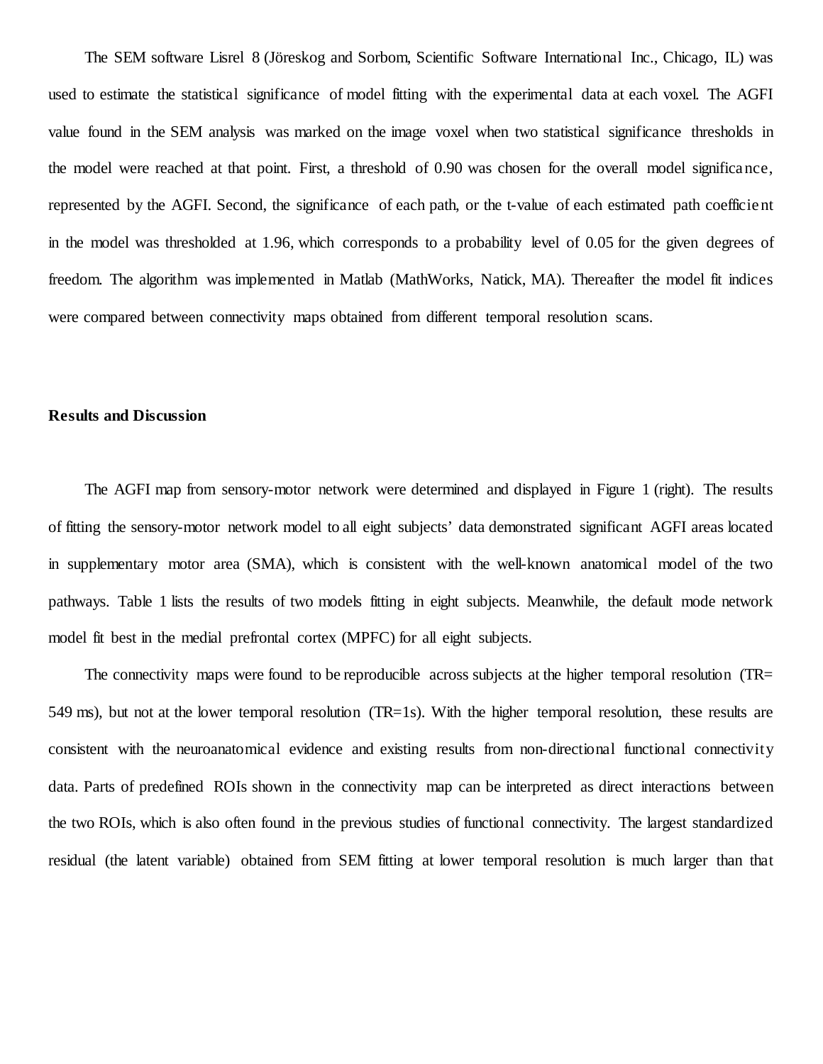The SEM software Lisrel 8 (Jöreskog and Sorbom, Scientific Software International Inc., Chicago, IL) was used to estimate the statistical significance of model fitting with the experimental data at each voxel. The AGFI value found in the SEM analysis was marked on the image voxel when two statistical significance thresholds in the model were reached at that point. First, a threshold of 0.90 was chosen for the overall model significance, represented by the AGFI. Second, the significance of each path, or the t-value of each estimated path coefficient in the model was thresholded at 1.96, which corresponds to a probability level of 0.05 for the given degrees of freedom. The algorithm was implemented in Matlab (MathWorks, Natick, MA). Thereafter the model fit indices were compared between connectivity maps obtained from different temporal resolution scans.

**Results and Discussion**

The AGFI map from sensory-motor network were determined and displayed in Figure 1 (right). The results of fitting the sensory-motor network model to all eight subjects' data demonstrated significant AGFI areas located in supplementary motor area (SMA), which is consistent with the well-known anatomical model of the two pathways. Table 1 lists the results of two models fitting in eight subjects. Meanwhile, the default mode network model fit best in the medial prefrontal cortex (MPFC) for all eight subjects.

The connectivity maps were found to be reproducible across subjects at the higher temporal resolution (TR= 549 ms), but not at the lower temporal resolution (TR=1s). With the higher temporal resolution, these results are consistent with the neuroanatomical evidence and existing results from non-directional functional connectivity data. Parts of predefined ROIs shown in the connectivity map can be interpreted as direct interactions between the two ROIs, which is also often found in the previous studies of functional connectivity. The largest standardized residual (the latent variable) obtained from SEM fitting at lower temporal resolution is much larger than that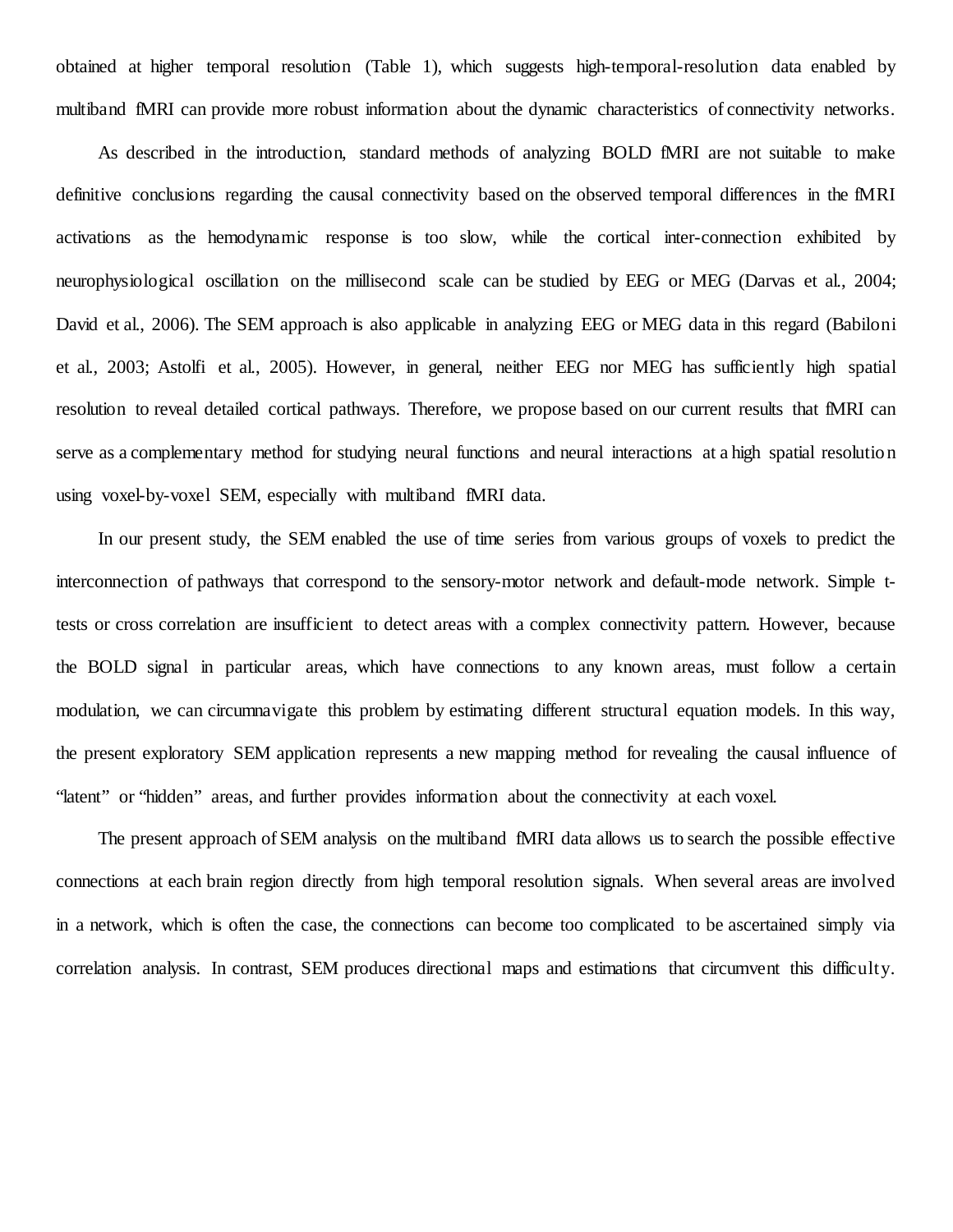obtained at higher temporal resolution (Table 1), which suggests high-temporal-resolution data enabled by multiband fMRI can provide more robust information about the dynamic characteristics of connectivity networks.

As described in the introduction, standard methods of analyzing BOLD fMRI are not suitable to make definitive conclusions regarding the causal connectivity based on the observed temporal differences in the fMRI activations as the hemodynamic response is too slow, while the cortical inter-connection exhibited by neurophysiological oscillation on the millisecond scale can be studied by EEG or MEG (Darvas et al., 2004; David et al., 2006). The SEM approach is also applicable in analyzing EEG or MEG data in this regard (Babiloni et al., 2003; Astolfi et al., 2005). However, in general, neither EEG nor MEG has sufficiently high spatial resolution to reveal detailed cortical pathways. Therefore, we propose based on our current results that fMRI can serve as a complementary method for studying neural functions and neural interactions at a high spatial resolution using voxel-by-voxel SEM, especially with multiband fMRI data.

In our present study, the SEM enabled the use of time series from various groups of voxels to predict the interconnection of pathways that correspond to the sensory-motor network and default-mode network. Simple t-tests or cross correlation are insufficient to detect areas with a complex connectivity pattern. However, because the BOLD signal in particular areas, which have connections to any known areas, must follow a certain modulation, we can circumnavigate this problem by estimating different structural equation models. In this way, the present exploratory SEM application represents a new mapping method for revealing the causal influence of "latent" or "hidden" areas, and further provides information about the connectivity at each voxel.

The present approach of SEM analysis on the multiband fMRI data allows us to search the possible effective connections at each brain region directly from high temporal resolution signals. When several areas are involved in a network, which is often the case, the connections can become too complicated to be ascertained simply via correlation analysis. In contrast, SEM produces directional maps and estimations that circumvent this difficulty.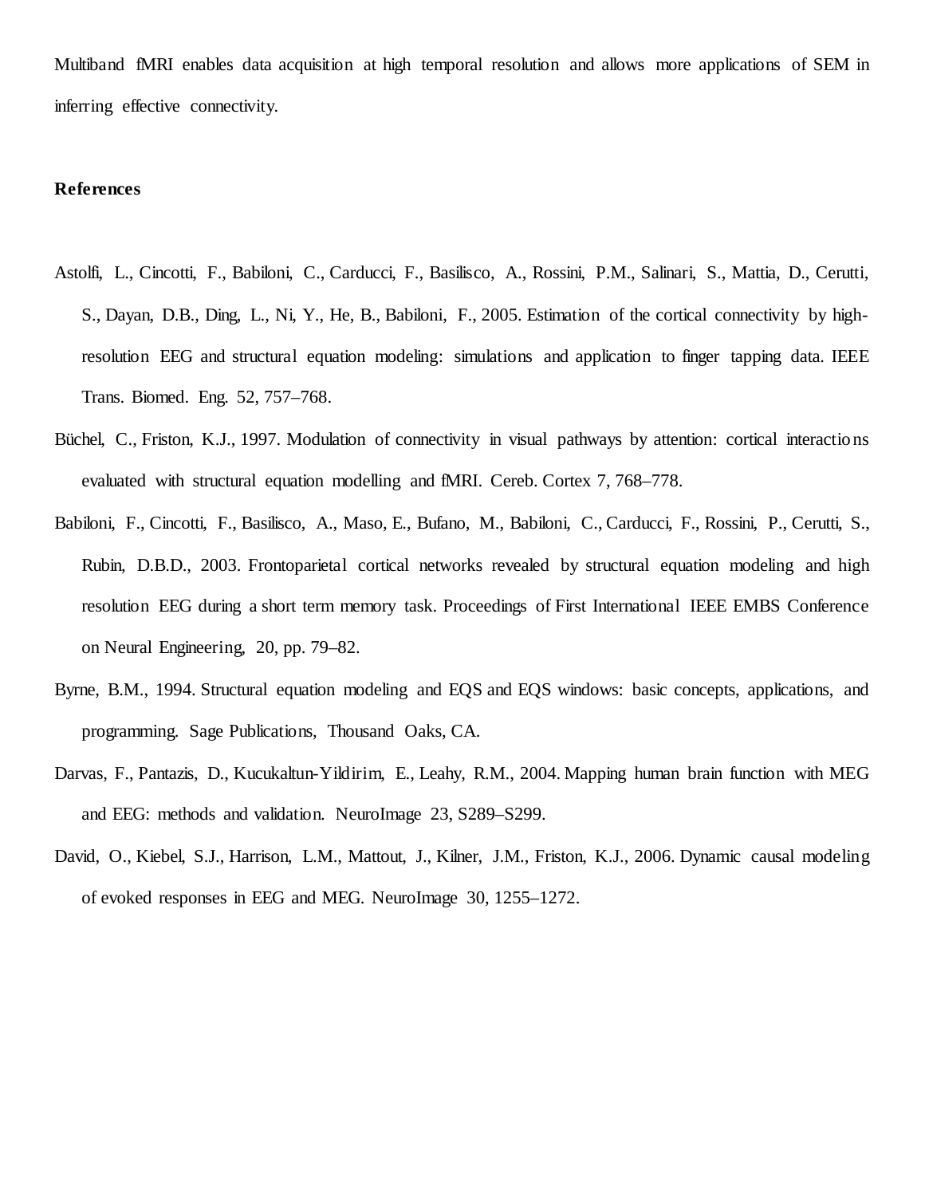Multiband fMRI enables data acquisition at high temporal resolution and allows more applications of SEM in inferring effective connectivity.

## References

Astolfi, L., Cincotti, F., Babiloni, C., Carducci, F., Basilisco, A., Rossini, P.M., Salinari, S., Mattia, D., Cerutti, S., Dayan, D.B., Ding, L., Ni, Y., He, B., Babiloni, F., 2005. Estimation of the cortical connectivity by high-resolution EEG and structural equation modeling: simulations and application to finger tapping data. IEEE Trans. Biomed. Eng. 52, 757–768.

Büchel, C., Friston, K.J., 1997. Modulation of connectivity in visual pathways by attention: cortical interactions evaluated with structural equation modelling and fMRI. Cereb. Cortex 7, 768–778.

Babiloni, F., Cincotti, F., Basilisco, A., Maso, E., Bufano, M., Babiloni, C., Carducci, F., Rossini, P., Cerutti, S., Rubin, D.B.D., 2003. Frontoparietal cortical networks revealed by structural equation modeling and high resolution EEG during a short term memory task. Proceedings of First International IEEE EMBS Conference on Neural Engineering, 20, pp. 79–82.

Byrne, B.M., 1994. Structural equation modeling and EQS and EQS windows: basic concepts, applications, and programming. Sage Publications, Thousand Oaks, CA.

Darvas, F., Pantazis, D., Kucukaltun-Yildirim, E., Leahy, R.M., 2004. Mapping human brain function with MEG and EEG: methods and validation. NeuroImage 23, S289–S299.

David, O., Kiebel, S.J., Harrison, L.M., Mattout, J., Kilner, J.M., Friston, K.J., 2006. Dynamic causal modeling of evoked responses in EEG and MEG. NeuroImage 30, 1255–1272.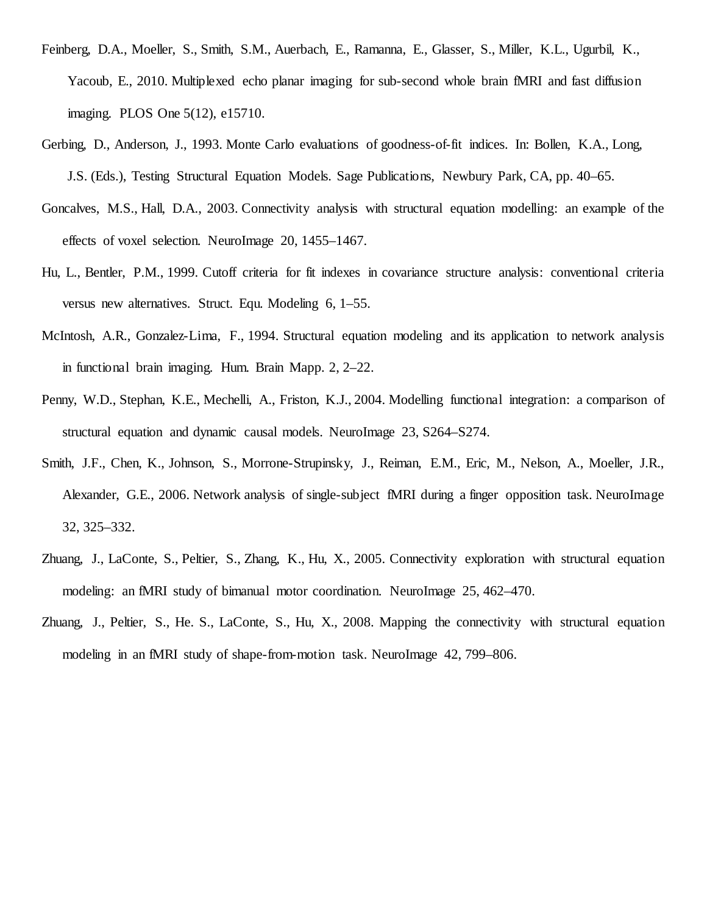Feinberg, D.A., Moeller, S., Smith, S.M., Auerbach, E., Ramanna, E., Glasser, S., Miller, K.L., Ugurbil, K., Yacoub, E., 2010. Multiplexed echo planar imaging for sub-second whole brain fMRI and fast diffusion imaging. PLOS One 5(12), e15710.

Gerbing, D., Anderson, J., 1993. Monte Carlo evaluations of goodness-of-fit indices. In: Bollen, K.A., Long, J.S. (Eds.), Testing Structural Equation Models. Sage Publications, Newbury Park, CA, pp. 40–65.

Goncalves, M.S., Hall, D.A., 2003. Connectivity analysis with structural equation modelling: an example of the effects of voxel selection. NeuroImage 20, 1455–1467.

Hu, L., Bentler, P.M., 1999. Cutoff criteria for fit indexes in covariance structure analysis: conventional criteria versus new alternatives. Struct. Equ. Modeling 6, 1–55.

McIntosh, A.R., Gonzalez-Lima, F., 1994. Structural equation modeling and its application to network analysis in functional brain imaging. Hum. Brain Mapp. 2, 2–22.

Penny, W.D., Stephan, K.E., Mechelli, A., Friston, K.J., 2004. Modelling functional integration: a comparison of structural equation and dynamic causal models. NeuroImage 23, S264–S274.

Smith, J.F., Chen, K., Johnson, S., Morrone-Strupinsky, J., Reiman, E.M., Eric, M., Nelson, A., Moeller, J.R., Alexander, G.E., 2006. Network analysis of single-subject fMRI during a finger opposition task. NeuroImage 32, 325–332.

Zhuang, J., LaConte, S., Peltier, S., Zhang, K., Hu, X., 2005. Connectivity exploration with structural equation modeling: an fMRI study of bimanual motor coordination. NeuroImage 25, 462–470.

Zhuang, J., Peltier, S., He. S., LaConte, S., Hu, X., 2008. Mapping the connectivity with structural equation modeling in an fMRI study of shape-from-motion task. NeuroImage 42, 799–806.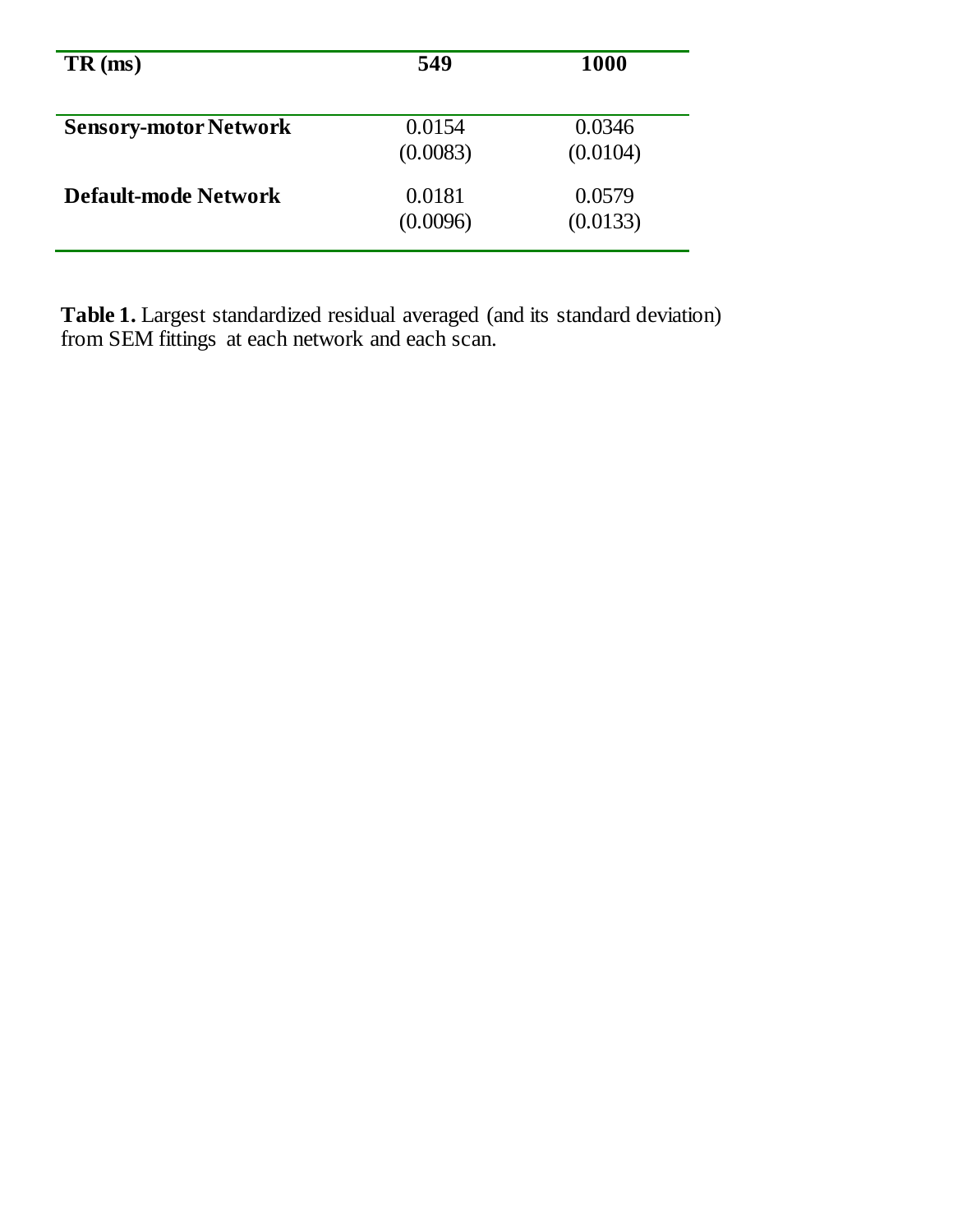| **TR (ms)** | **549** | **1000** |
| --- | --- | --- |
| **Sensory-motor Network** | 0.0154<br>(0.0083) | 0.0346<br>(0.0104) |
| **Default-mode Network** | 0.0181<br>(0.0096) | 0.0579<br>(0.0133) |

**Table 1.** Largest standardized residual averaged (and its standard deviation) from SEM fittings at each network and each scan.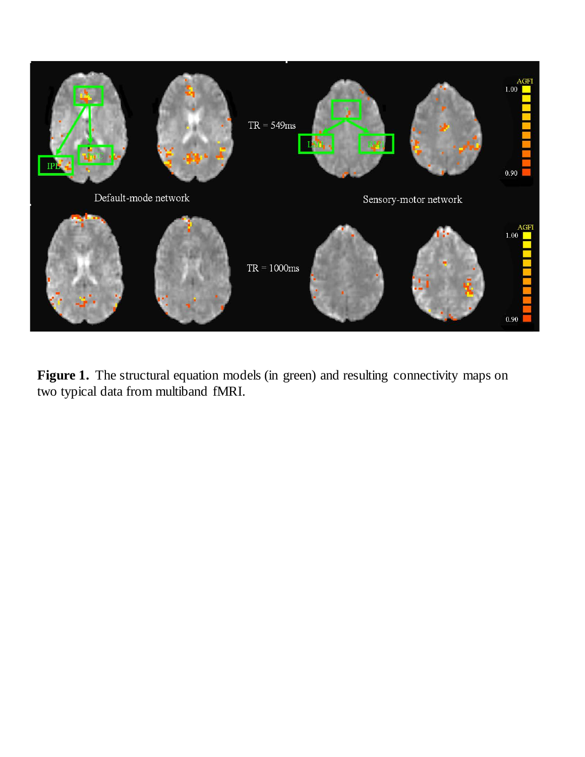AGFI
1.00
0.90

IPL
PCC

TR = 549ms

Default-mode network

Sensory-motor network

TR = 1000ms

AGFI
1.00
0.90

**Figure 1.** The structural equation models (in green) and resulting connectivity maps on two typical data from multiband fMRI.